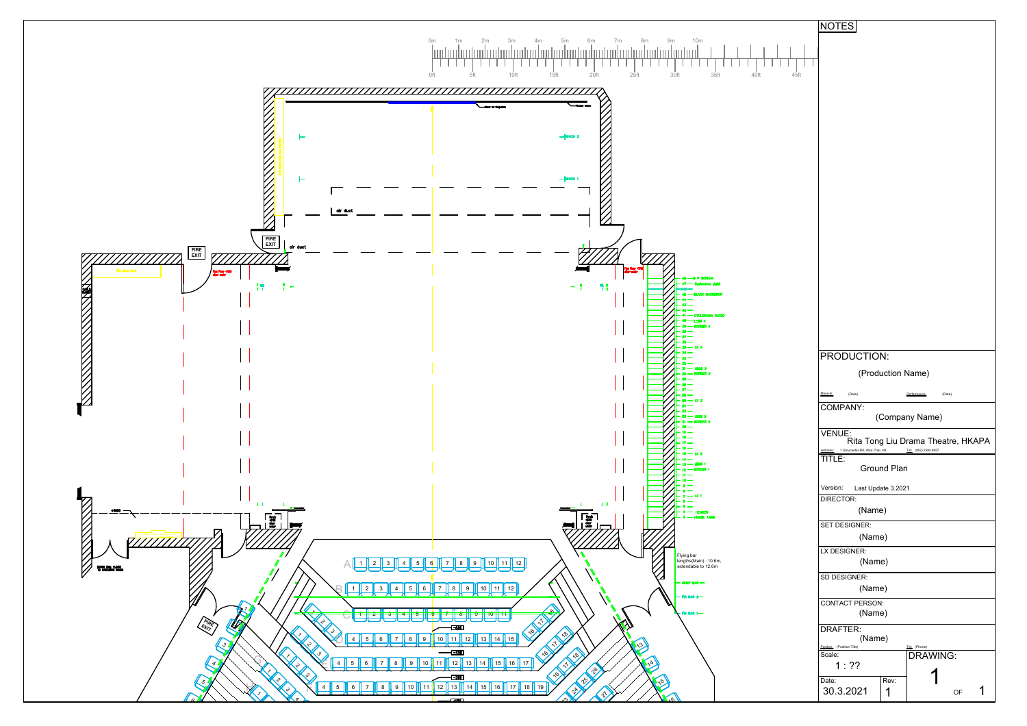NOTES

PRODUCTION:

(Production Name)

Move-in: (Date) Performance: (Date)

COMPANY:

(Company Name)

VENUE:

Rita Tong Liu Drama Theatre, HKAPA

Address: 1 Gloucester Rd, Wan Chai, HK Tel: (852) 2584 8657

TITLE:

Ground Plan

Version: Last Update 3.2021

DIRECTOR:

(Name)

SET DESIGNER:

(Name)

LX DESIGNER:

(Name)

SD DESIGNER:

(Name)

CONTACT PERSON:

(Name)

DRAFTER:

(Name)

Position: (Position Title) Tel: (Phone)

Scale:

1 : ??

DRAWING:

1 OF 1

Date:

30.3.2021

Rev:

1

---

0m 1m 2m 3m 4m 5m 6m 7m 8m 9m 10m

0ft 5ft 10ft 15ft 20ft 25ft 30ft 35ft 40ft 45ft

FIRE EXIT

FIRE EXIT

FIRE EXIT

air duct

air duct

BENCH 2

BENCH 1

48 — S.P. SCREEN
47 — Cyclorama Light
46 — BLACK BACKDROP
45 —
44 —
43 —
42 —
41 — CYCLORAMA FLOOD
40 — LEGS 4
39 — BORDER 4
38 —
37 —
36 —
35 — LX 4
34 —
33 —
32 —
31 — LEGS 3
30 — BORDER 3
29 —
28 —
27 —
26 —
25 — LX 3
24 —
23 —
22 — LEGS 2
21 — BORDER 2
20 —
19 —
18 —
17 —
16 —
15 — LX 2
14 —
13 — LEGS 1
12 — BORDER 1
11 —
10 —
9 —
8 —
7 — LX 1
6 —
5 —
4 — HEADER
3 — HOUSE TABS

Flying bar lengths(Main) : 10.6m, extendable to 12.6m

HOUSE BAR —

FM BAR 2 —

FM BAR 1 —

A 1 2 3 4 5 6 7 8 9 10 11 12

B 1 2 3 4 5 6 7 8 9 10 11 12

C 1 2 3 4 5 6 7 8 9 10 11

D 4 5 6 7 8 9 10 11 12 13 14 15

E 4 5 6 7 8 9 10 11 12 13 14 15 16 17

F 4 5 6 7 8 9 10 11 12 13 14 15 16 17 18 19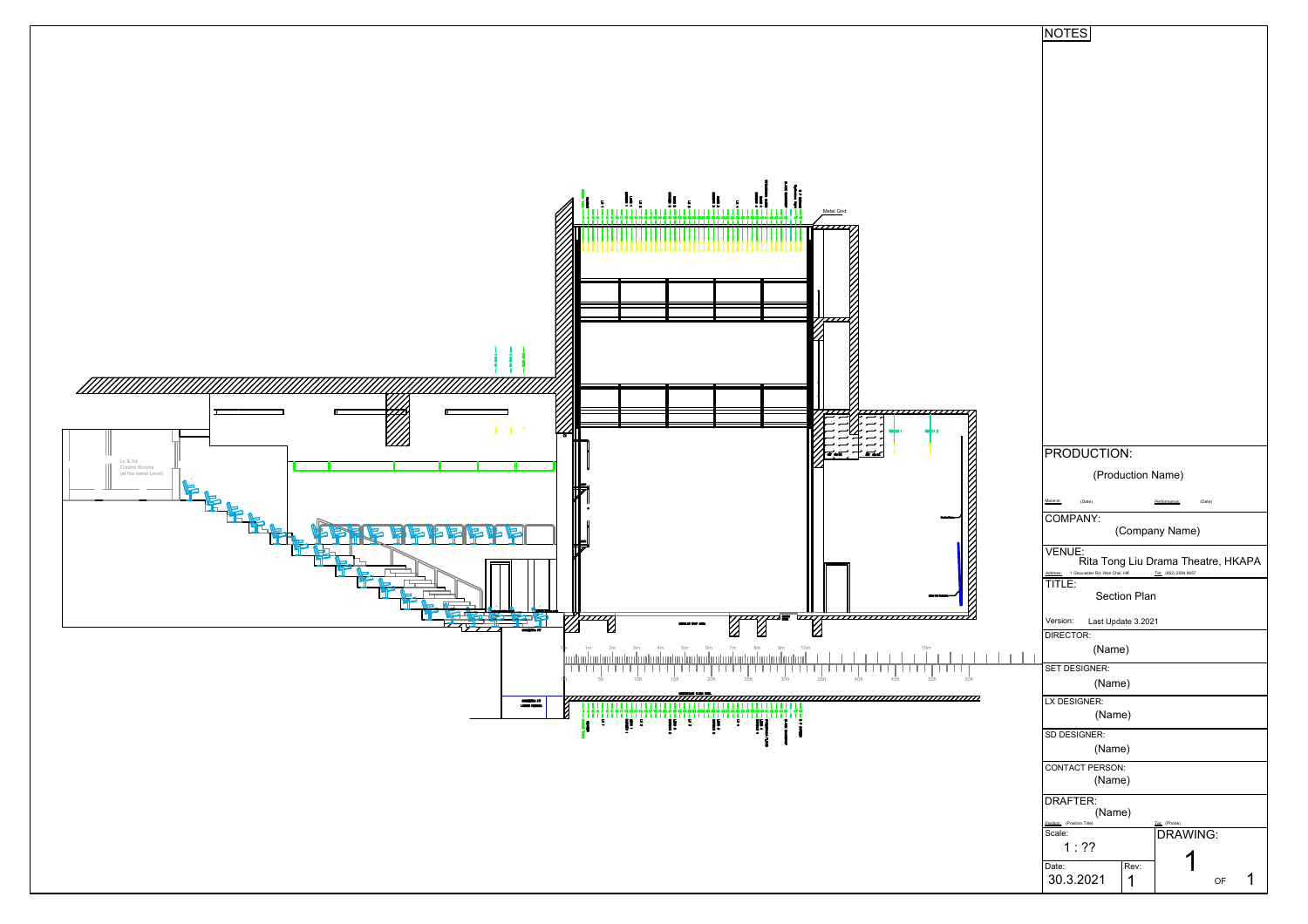Metal Grid

Lx & Sd Control Rooms (at the same Level)

0m 1m 2m 3m 4m 5m 6m 7m 8m 9m 10m 15m

0ft 5ft 10ft 15ft 20ft 25ft 30ft 35ft 40ft 45ft 50ft 55ft

NOTES

PRODUCTION:

(Production Name)

Move-in: (Date) Performance: (Date)

COMPANY:

(Company Name)

VENUE:

Rita Tong Liu Drama Theatre, HKAPA

Address: 1 Gloucester Rd, Wan Chai, HK Tel: (852) 2584 8657

TITLE:

Section Plan

Version: Last Update 3.2021

DIRECTOR:

(Name)

SET DESIGNER:

(Name)

LX DESIGNER:

(Name)

SD DESIGNER:

(Name)

CONTACT PERSON:

(Name)

DRAFTER:

(Name)

Position: (Position Title) Tel: (Phone)

Scale:

1 : ??

Date:

30.3.2021

Rev:

1

DRAWING:

1 OF 1